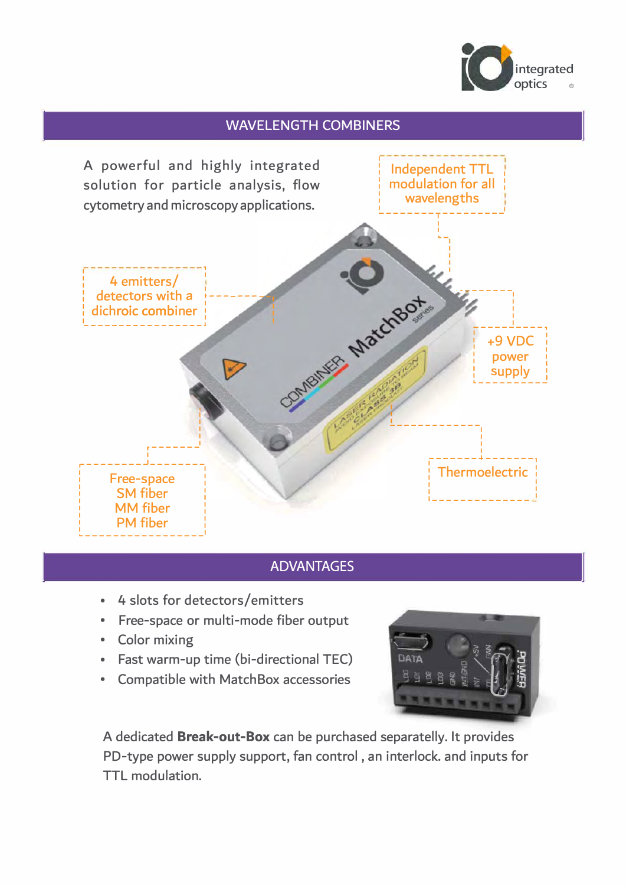## WAVELENGTH COMBINERS

A powerful and highly integrated solution for particle analysis, flow cytometry and microscopy applications.

Independent TTL modulation for all wavelengths

4 emitters/ detectors with a dichroic combiner

+9 VDC power supply

Thermoelectric

Free-space
SM fiber
MM fiber
PM fiber

## ADVANTAGES

- 4 slots for detectors/emitters
- Free-space or multi-mode fiber output
- Color mixing
- Fast warm-up time (bi-directional TEC)
- Compatible with MatchBox accessories

A dedicated **Break-out-Box** can be purchased separately. It provides PD-type power supply support, fan control , an interlock. and inputs for TTL modulation.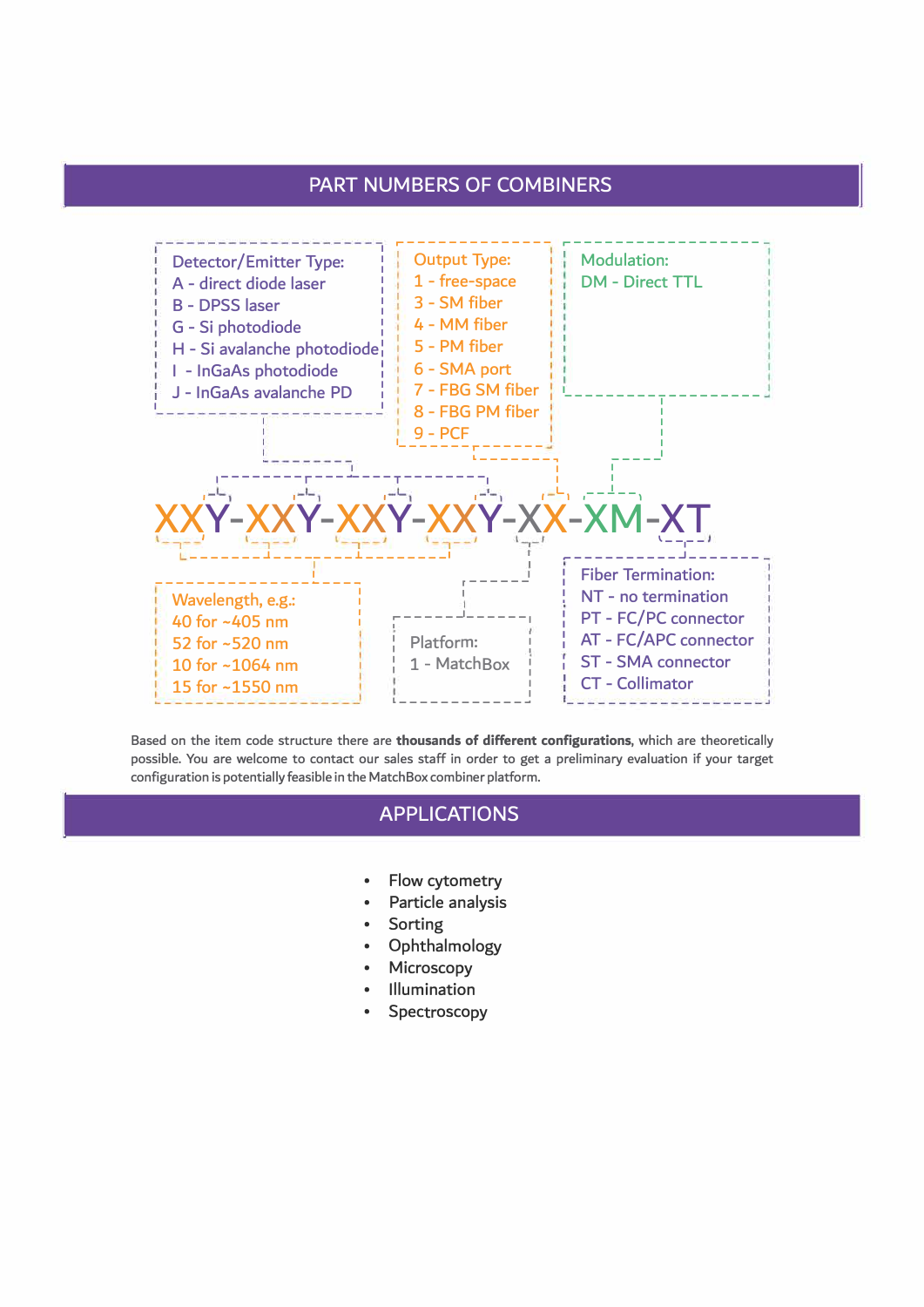## PART NUMBERS OF COMBINERS

**XXY-XXY-XXY-XXY-XX-XM-XT**

**Detector/Emitter Type:**
- A - direct diode laser
- B - DPSS laser
- G - Si photodiode
- H - Si avalanche photodiode
- I - InGaAs photodiode
- J - InGaAs avalanche PD

**Output Type:**
- 1 - free-space
- 3 - SM fiber
- 4 - MM fiber
- 5 - PM fiber
- 6 - SMA port
- 7 - FBG SM fiber
- 8 - FBG PM fiber
- 9 - PCF

**Modulation:**
- DM - Direct TTL

**Wavelength, e.g.:**
- 40 for ~405 nm
- 52 for ~520 nm
- 10 for ~1064 nm
- 15 for ~1550 nm

**Platform:**
- 1 - MatchBox

**Fiber Termination:**
- NT - no termination
- PT - FC/PC connector
- AT - FC/APC connector
- ST - SMA connector
- CT - Collimator

Based on the item code structure there are **thousands of different configurations**, which are theoretically possible. You are welcome to contact our sales staff in order to get a preliminary evaluation if your target configuration is potentially feasible in the MatchBox combiner platform.

## APPLICATIONS

- Flow cytometry
- Particle analysis
- Sorting
- Ophthalmology
- Microscopy
- Illumination
- Spectroscopy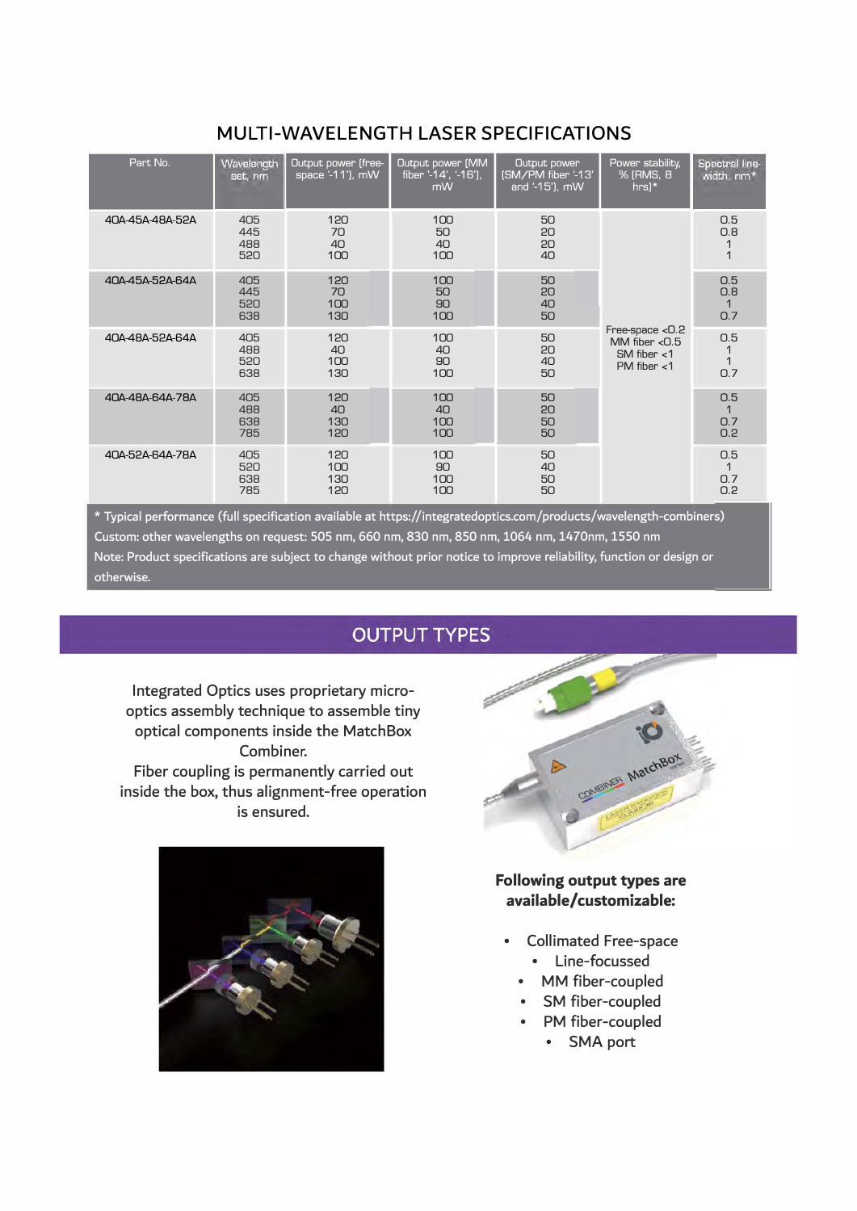## MULTI-WAVELENGTH LASER SPECIFICATIONS

| Part No. | Wavelength set, nm | Output power (free-space '-11'), mW | Output power (MM fiber '-14', '-16'), mW | Output power (SM/PM fiber '-13' and '-15'), mW | Power stability, % (RMS, 8 hrs)* | Spectral line-width, nm* |
|---|---|---|---|---|---|---|
| 40A-45A-48A-52A | 405<br>445<br>488<br>520 | 120<br>70<br>40<br>100 | 100<br>50<br>40<br>100 | 50<br>20<br>20<br>40 | Free-space <0.2<br>MM fiber <0.5<br>SM fiber <1<br>PM fiber <1 | 0.5<br>0.8<br>1<br>1 |
| 40A-45A-52A-64A | 405<br>445<br>520<br>638 | 120<br>70<br>100<br>130 | 100<br>50<br>90<br>100 | 50<br>20<br>40<br>50 | | 0.5<br>0.8<br>1<br>0.7 |
| 40A-48A-52A-64A | 405<br>488<br>520<br>638 | 120<br>40<br>100<br>130 | 100<br>40<br>90<br>100 | 50<br>20<br>40<br>50 | | 0.5<br>1<br>1<br>0.7 |
| 40A-48A-64A-78A | 405<br>488<br>638<br>785 | 120<br>40<br>130<br>120 | 100<br>40<br>100<br>100 | 50<br>20<br>50<br>50 | | 0.5<br>1<br>0.7<br>0.2 |
| 40A-52A-64A-78A | 405<br>520<br>638<br>785 | 120<br>100<br>130<br>120 | 100<br>90<br>100<br>100 | 50<br>40<br>50<br>50 | | 0.5<br>1<br>0.7<br>0.2 |

* Typical performance (full specification available at https://integratedoptics.com/products/wavelength-combiners)

Custom: other wavelengths on request: 505 nm, 660 nm, 830 nm, 850 nm, 1064 nm, 1470nm, 1550 nm

Note: Product specifications are subject to change without prior notice to improve reliability, function or design or otherwise.

## OUTPUT TYPES

Integrated Optics uses proprietary micro-optics assembly technique to assemble tiny optical components inside the MatchBox Combiner.
Fiber coupling is permanently carried out inside the box, thus alignment-free operation is ensured.

**Following output types are available/customizable:**

- Collimated Free-space
  - Line-focussed
- MM fiber-coupled
- SM fiber-coupled
- PM fiber-coupled
  - SMA port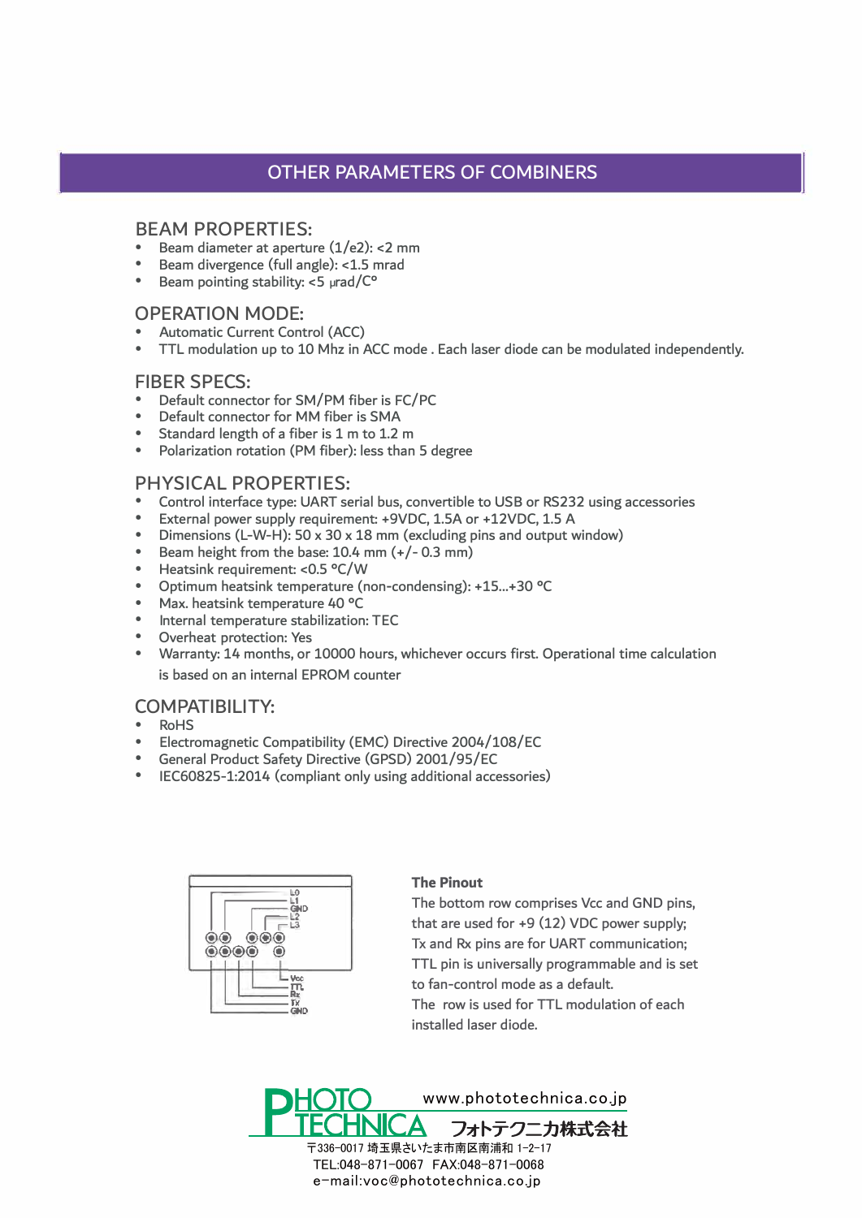## OTHER PARAMETERS OF COMBINERS

### BEAM PROPERTIES:

- Beam diameter at aperture (1/e2): <2 mm
- Beam divergence (full angle): <1.5 mrad
- Beam pointing stability: <5 μrad/C°

### OPERATION MODE:

- Automatic Current Control (ACC)
- TTL modulation up to 10 Mhz in ACC mode . Each laser diode can be modulated independently.

### FIBER SPECS:

- Default connector for SM/PM fiber is FC/PC
- Default connector for MM fiber is SMA
- Standard length of a fiber is 1 m to 1.2 m
- Polarization rotation (PM fiber): less than 5 degree

### PHYSICAL PROPERTIES:

- Control interface type: UART serial bus, convertible to USB or RS232 using accessories
- External power supply requirement: +9VDC, 1.5A or +12VDC, 1.5 A
- Dimensions (L-W-H): 50 x 30 x 18 mm (excluding pins and output window)
- Beam height from the base: 10.4 mm (+/- 0.3 mm)
- Heatsink requirement: <0.5 °C/W
- Optimum heatsink temperature (non-condensing): +15...+30 °C
- Max. heatsink temperature 40 °C
- Internal temperature stabilization: TEC
- Overheat protection: Yes
- Warranty: 14 months, or 10000 hours, whichever occurs first. Operational time calculation is based on an internal EPROM counter

### COMPATIBILITY:

- RoHS
- Electromagnetic Compatibility (EMC) Directive 2004/108/EC
- General Product Safety Directive (GPSD) 2001/95/EC
- IEC60825-1:2014 (compliant only using additional accessories)

L0
L1
GND
L2
L3

Vcc
TTL
Rx
Tx
GND

**The Pinout**

The bottom row comprises Vcc and GND pins, that are used for +9 (12) VDC power supply; Tx and Rx pins are for UART communication; TTL pin is universally programmable and is set to fan-control mode as a default.
The row is used for TTL modulation of each installed laser diode.

PHOTO TECHNICA
www.phototechnica.co.jp
フォトテクニカ株式会社
〒336-0017 埼玉県さいたま市南区南浦和 1-2-17
TEL:048-871-0067 FAX:048-871-0068
e-mail:voc@phototechnica.co.jp